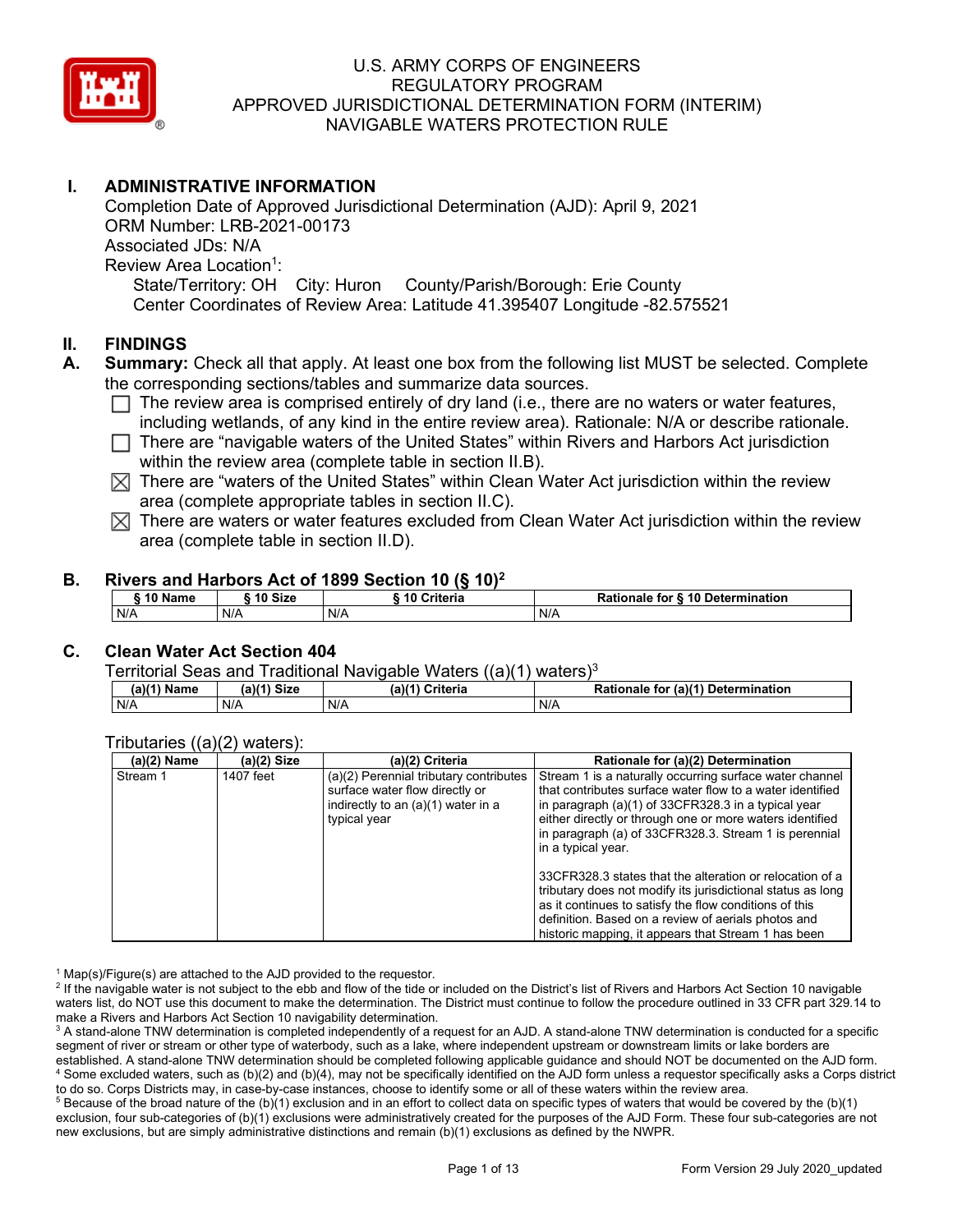# U.S. ARMY CORPS OF ENGINEERS
# REGULATORY PROGRAM
# APPROVED JURISDICTIONAL DETERMINATION FORM (INTERIM)
# NAVIGABLE WATERS PROTECTION RULE

## I. ADMINISTRATIVE INFORMATION

Completion Date of Approved Jurisdictional Determination (AJD): April 9, 2021
ORM Number: LRB-2021-00173
Associated JDs: N/A
Review Area Location[1]:
State/Territory: OH City: Huron County/Parish/Borough: Erie County
Center Coordinates of Review Area: Latitude 41.395407 Longitude -82.575521

## II. FINDINGS

**A. Summary:** Check all that apply. At least one box from the following list MUST be selected. Complete the corresponding sections/tables and summarize data sources.

- ☐ The review area is comprised entirely of dry land (i.e., there are no waters or water features, including wetlands, of any kind in the entire review area). Rationale: N/A or describe rationale.
- ☐ There are "navigable waters of the United States" within Rivers and Harbors Act jurisdiction within the review area (complete table in section II.B).
- ☒ There are "waters of the United States" within Clean Water Act jurisdiction within the review area (complete appropriate tables in section II.C).
- ☒ There are waters or water features excluded from Clean Water Act jurisdiction within the review area (complete table in section II.D).

### B. Rivers and Harbors Act of 1899 Section 10 (§ 10)[2]

| § 10 Name | § 10 Size | § 10 Criteria | Rationale for § 10 Determination |
|---|---|---|---|
| N/A | N/A | N/A | N/A |

### C. Clean Water Act Section 404

Territorial Seas and Traditional Navigable Waters ((a)(1) waters)[3]

| (a)(1) Name | (a)(1) Size | (a)(1) Criteria | Rationale for (a)(1) Determination |
|---|---|---|---|
| N/A | N/A | N/A | N/A |

Tributaries ((a)(2) waters):

| (a)(2) Name | (a)(2) Size | (a)(2) Criteria | Rationale for (a)(2) Determination |
|---|---|---|---|
| Stream 1 | 1407 feet | (a)(2) Perennial tributary contributes surface water flow directly or indirectly to an (a)(1) water in a typical year | Stream 1 is a naturally occurring surface water channel that contributes surface water flow to a water identified in paragraph (a)(1) of 33CFR328.3 in a typical year either directly or through one or more waters identified in paragraph (a) of 33CFR328.3. Stream 1 is perennial in a typical year. <br><br> 33CFR328.3 states that the alteration or relocation of a tributary does not modify its jurisdictional status as long as it continues to satisfy the flow conditions of this definition. Based on a review of aerials photos and historic mapping, it appears that Stream 1 has been |

[1] Map(s)/Figure(s) are attached to the AJD provided to the requestor.
[2] If the navigable water is not subject to the ebb and flow of the tide or included on the District's list of Rivers and Harbors Act Section 10 navigable waters list, do NOT use this document to make the determination. The District must continue to follow the procedure outlined in 33 CFR part 329.14 to make a Rivers and Harbors Act Section 10 navigability determination.
[3] A stand-alone TNW determination is completed independently of a request for an AJD. A stand-alone TNW determination is conducted for a specific segment of river or stream or other type of waterbody, such as a lake, where independent upstream or downstream limits or lake borders are established. A stand-alone TNW determination should be completed following applicable guidance and should NOT be documented on the AJD form.
[4] Some excluded waters, such as (b)(2) and (b)(4), may not be specifically identified on the AJD form unless a requestor specifically asks a Corps district to do so. Corps Districts may, in case-by-case instances, choose to identify some or all of these waters within the review area.
[5] Because of the broad nature of the (b)(1) exclusion and in an effort to collect data on specific types of waters that would be covered by the (b)(1) exclusion, four sub-categories of (b)(1) exclusions were administratively created for the purposes of the AJD Form. These four sub-categories are not new exclusions, but are simply administrative distinctions and remain (b)(1) exclusions as defined by the NWPR.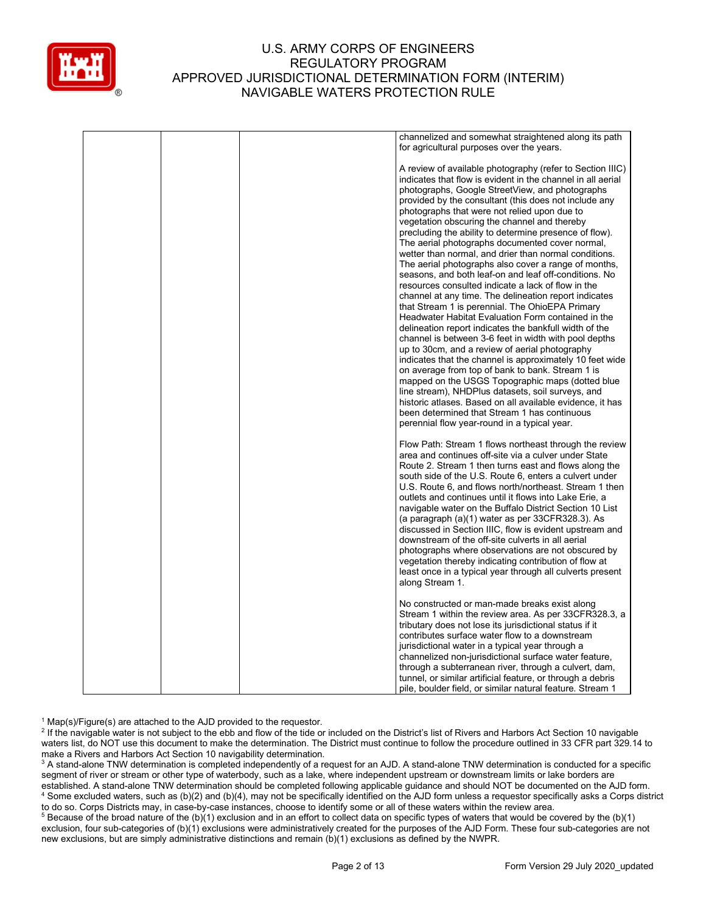| | | | channelized and somewhat straightened along its path for agricultural purposes over the years.<br><br>A review of available photography (refer to Section IIIC) indicates that flow is evident in the channel in all aerial photographs, Google StreetView, and photographs provided by the consultant (this does not include any photographs that were not relied upon due to vegetation obscuring the channel and thereby precluding the ability to determine presence of flow). The aerial photographs documented cover normal, wetter than normal, and drier than normal conditions. The aerial photographs also cover a range of months, seasons, and both leaf-on and leaf off-conditions. No resources consulted indicate a lack of flow in the channel at any time. The delineation report indicates that Stream 1 is perennial. The OhioEPA Primary Headwater Habitat Evaluation Form contained in the delineation report indicates the bankfull width of the channel is between 3-6 feet in width with pool depths up to 30cm, and a review of aerial photography indicates that the channel is approximately 10 feet wide on average from top of bank to bank. Stream 1 is mapped on the USGS Topographic maps (dotted blue line stream), NHDPlus datasets, soil surveys, and historic atlases. Based on all available evidence, it has been determined that Stream 1 has continuous perennial flow year-round in a typical year.<br><br>Flow Path: Stream 1 flows northeast through the review area and continues off-site via a culver under State Route 2. Stream 1 then turns east and flows along the south side of the U.S. Route 6, enters a culvert under U.S. Route 6, and flows north/northeast. Stream 1 then outlets and continues until it flows into Lake Erie, a navigable water on the Buffalo District Section 10 List (a paragraph (a)(1) water as per 33CFR328.3). As discussed in Section IIIC, flow is evident upstream and downstream of the off-site culverts in all aerial photographs where observations are not obscured by vegetation thereby indicating contribution of flow at least once in a typical year through all culverts present along Stream 1.<br><br>No constructed or man-made breaks exist along Stream 1 within the review area. As per 33CFR328.3, a tributary does not lose its jurisdictional status if it contributes surface water flow to a downstream jurisdictional water in a typical year through a channelized non-jurisdictional surface water feature, through a subterranean river, through a culvert, dam, tunnel, or similar artificial feature, or through a debris pile, boulder field, or similar natural feature. Stream 1 |
|---|---|---|---|

[1] Map(s)/Figure(s) are attached to the AJD provided to the requestor.
[2] If the navigable water is not subject to the ebb and flow of the tide or included on the District's list of Rivers and Harbors Act Section 10 navigable waters list, do NOT use this document to make the determination. The District must continue to follow the procedure outlined in 33 CFR part 329.14 to make a Rivers and Harbors Act Section 10 navigability determination.
[3] A stand-alone TNW determination is completed independently of a request for an AJD. A stand-alone TNW determination is conducted for a specific segment of river or stream or other type of waterbody, such as a lake, where independent upstream or downstream limits or lake borders are established. A stand-alone TNW determination should be completed following applicable guidance and should NOT be documented on the AJD form.
[4] Some excluded waters, such as (b)(2) and (b)(4), may not be specifically identified on the AJD form unless a requestor specifically asks a Corps district to do so. Corps Districts may, in case-by-case instances, choose to identify some or all of these waters within the review area.
[5] Because of the broad nature of the (b)(1) exclusion and in an effort to collect data on specific types of waters that would be covered by the (b)(1) exclusion, four sub-categories of (b)(1) exclusions were administratively created for the purposes of the AJD Form. These four sub-categories are not new exclusions, but are simply administrative distinctions and remain (b)(1) exclusions as defined by the NWPR.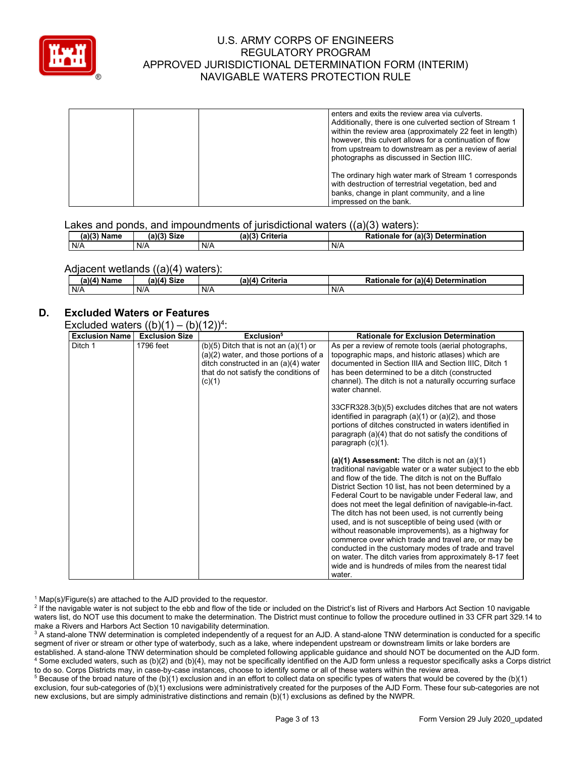| | | | enters and exits the review area via culverts. Additionally, there is one culverted section of Stream 1 within the review area (approximately 22 feet in length) however, this culvert allows for a continuation of flow from upstream to downstream as per a review of aerial photographs as discussed in Section IIIC.<br><br>The ordinary high water mark of Stream 1 corresponds with destruction of terrestrial vegetation, bed and banks, change in plant community, and a line impressed on the bank. |
|---|---|---|---|

Lakes and ponds, and impoundments of jurisdictional waters ((a)(3) waters):

| (a)(3) Name | (a)(3) Size | (a)(3) Criteria | Rationale for (a)(3) Determination |
|---|---|---|---|
| N/A | N/A | N/A | N/A |

Adjacent wetlands ((a)(4) waters):

| (a)(4) Name | (a)(4) Size | (a)(4) Criteria | Rationale for (a)(4) Determination |
|---|---|---|---|
| N/A | N/A | N/A | N/A |

## D. Excluded Waters or Features

Excluded waters ((b)(1) – (b)(12))[4]:

| Exclusion Name | Exclusion Size | Exclusion[5] | Rationale for Exclusion Determination |
|---|---|---|---|
| Ditch 1 | 1796 feet | (b)(5) Ditch that is not an (a)(1) or (a)(2) water, and those portions of a ditch constructed in an (a)(4) water that do not satisfy the conditions of (c)(1) | As per a review of remote tools (aerial photographs, topographic maps, and historic atlases) which are documented in Section IIIA and Section IIIC, Ditch 1 has been determined to be a ditch (constructed channel). The ditch is not a naturally occurring surface water channel.<br><br>33CFR328.3(b)(5) excludes ditches that are not waters identified in paragraph (a)(1) or (a)(2), and those portions of ditches constructed in waters identified in paragraph (a)(4) that do not satisfy the conditions of paragraph (c)(1).<br><br>**(a)(1) Assessment:** The ditch is not an (a)(1) traditional navigable water or a water subject to the ebb and flow of the tide. The ditch is not on the Buffalo District Section 10 list, has not been determined by a Federal Court to be navigable under Federal law, and does not meet the legal definition of navigable-in-fact. The ditch has not been used, is not currently being used, and is not susceptible of being used (with or without reasonable improvements), as a highway for commerce over which trade and travel are, or may be conducted in the customary modes of trade and travel on water. The ditch varies from approximately 8-17 feet wide and is hundreds of miles from the nearest tidal water. |

[1] Map(s)/Figure(s) are attached to the AJD provided to the requestor.
[2] If the navigable water is not subject to the ebb and flow of the tide or included on the District's list of Rivers and Harbors Act Section 10 navigable waters list, do NOT use this document to make the determination. The District must continue to follow the procedure outlined in 33 CFR part 329.14 to make a Rivers and Harbors Act Section 10 navigability determination.
[3] A stand-alone TNW determination is completed independently of a request for an AJD. A stand-alone TNW determination is conducted for a specific segment of river or stream or other type of waterbody, such as a lake, where independent upstream or downstream limits or lake borders are established. A stand-alone TNW determination should be completed following applicable guidance and should NOT be documented on the AJD form.
[4] Some excluded waters, such as (b)(2) and (b)(4), may not be specifically identified on the AJD form unless a requestor specifically asks a Corps district to do so. Corps Districts may, in case-by-case instances, choose to identify some or all of these waters within the review area.
[5] Because of the broad nature of the (b)(1) exclusion and in an effort to collect data on specific types of waters that would be covered by the (b)(1) exclusion, four sub-categories of (b)(1) exclusions were administratively created for the purposes of the AJD Form. These four sub-categories are not new exclusions, but are simply administrative distinctions and remain (b)(1) exclusions as defined by the NWPR.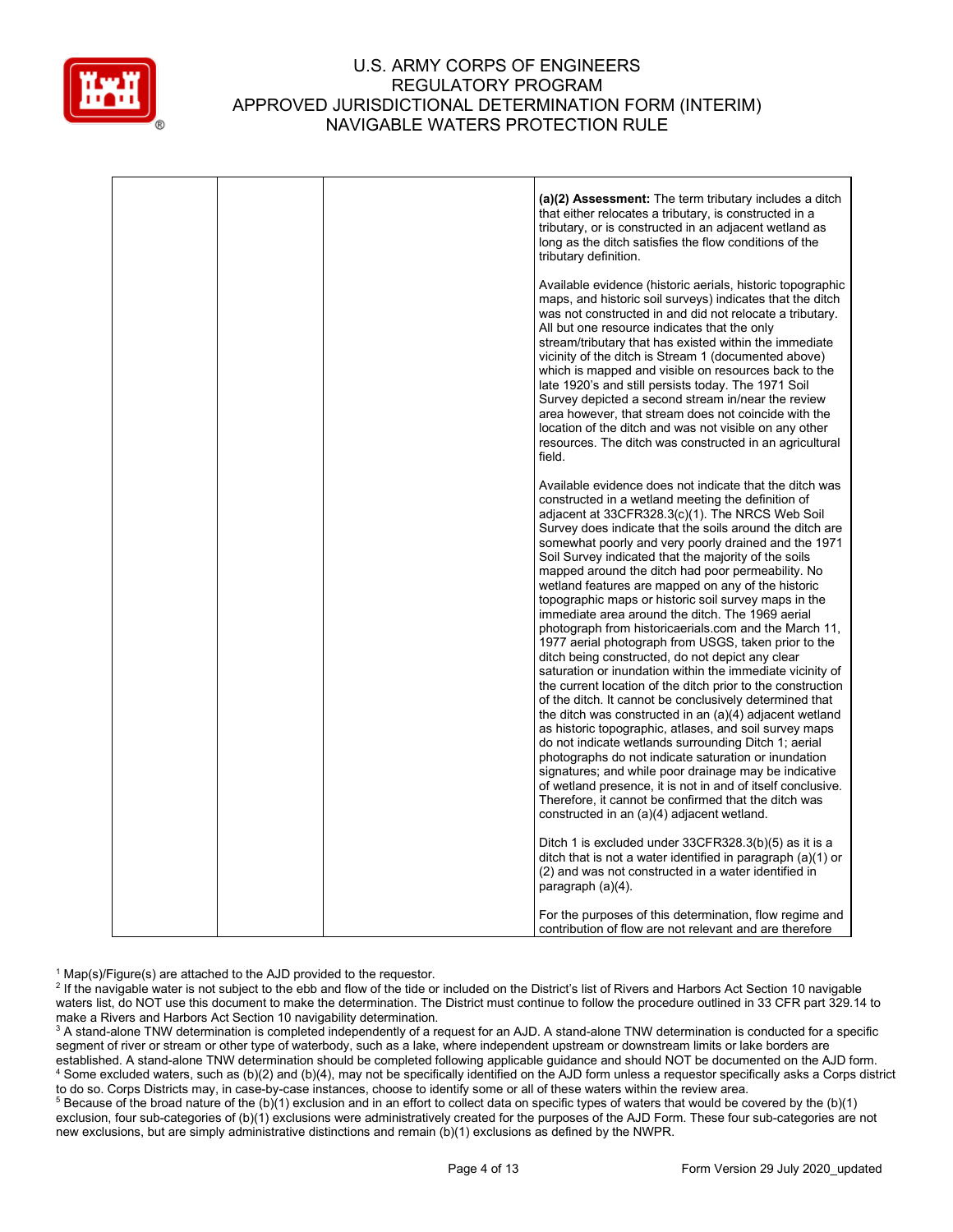# U.S. ARMY CORPS OF ENGINEERS
# REGULATORY PROGRAM
# APPROVED JURISDICTIONAL DETERMINATION FORM (INTERIM)
# NAVIGABLE WATERS PROTECTION RULE

| | | | |
|---|---|---|---|
| | | | **(a)(2) Assessment:** The term tributary includes a ditch that either relocates a tributary, is constructed in a tributary, or is constructed in an adjacent wetland as long as the ditch satisfies the flow conditions of the tributary definition.<br><br>Available evidence (historic aerials, historic topographic maps, and historic soil surveys) indicates that the ditch was not constructed in and did not relocate a tributary. All but one resource indicates that the only stream/tributary that has existed within the immediate vicinity of the ditch is Stream 1 (documented above) which is mapped and visible on resources back to the late 1920's and still persists today. The 1971 Soil Survey depicted a second stream in/near the review area however, that stream does not coincide with the location of the ditch and was not visible on any other resources. The ditch was constructed in an agricultural field.<br><br>Available evidence does not indicate that the ditch was constructed in a wetland meeting the definition of adjacent at 33CFR328.3(c)(1). The NRCS Web Soil Survey does indicate that the soils around the ditch are somewhat poorly and very poorly drained and the 1971 Soil Survey indicated that the majority of the soils mapped around the ditch had poor permeability. No wetland features are mapped on any of the historic topographic maps or historic soil survey maps in the immediate area around the ditch. The 1969 aerial photograph from historicaerials.com and the March 11, 1977 aerial photograph from USGS, taken prior to the ditch being constructed, do not depict any clear saturation or inundation within the immediate vicinity of the current location of the ditch prior to the construction of the ditch. It cannot be conclusively determined that the ditch was constructed in an (a)(4) adjacent wetland as historic topographic, atlases, and soil survey maps do not indicate wetlands surrounding Ditch 1; aerial photographs do not indicate saturation or inundation signatures; and while poor drainage may be indicative of wetland presence, it is not in and of itself conclusive. Therefore, it cannot be confirmed that the ditch was constructed in an (a)(4) adjacent wetland.<br><br>Ditch 1 is excluded under 33CFR328.3(b)(5) as it is a ditch that is not a water identified in paragraph (a)(1) or (2) and was not constructed in a water identified in paragraph (a)(4).<br><br>For the purposes of this determination, flow regime and contribution of flow are not relevant and are therefore |

[1] Map(s)/Figure(s) are attached to the AJD provided to the requestor.

[2] If the navigable water is not subject to the ebb and flow of the tide or included on the District's list of Rivers and Harbors Act Section 10 navigable waters list, do NOT use this document to make the determination. The District must continue to follow the procedure outlined in 33 CFR part 329.14 to make a Rivers and Harbors Act Section 10 navigability determination.

[3] A stand-alone TNW determination is completed independently of a request for an AJD. A stand-alone TNW determination is conducted for a specific segment of river or stream or other type of waterbody, such as a lake, where independent upstream or downstream limits or lake borders are established. A stand-alone TNW determination should be completed following applicable guidance and should NOT be documented on the AJD form.

[4] Some excluded waters, such as (b)(2) and (b)(4), may not be specifically identified on the AJD form unless a requestor specifically asks a Corps district to do so. Corps Districts may, in case-by-case instances, choose to identify some or all of these waters within the review area.

[5] Because of the broad nature of the (b)(1) exclusion and in an effort to collect data on specific types of waters that would be covered by the (b)(1) exclusion, four sub-categories of (b)(1) exclusions were administratively created for the purposes of the AJD Form. These four sub-categories are not new exclusions, but are simply administrative distinctions and remain (b)(1) exclusions as defined by the NWPR.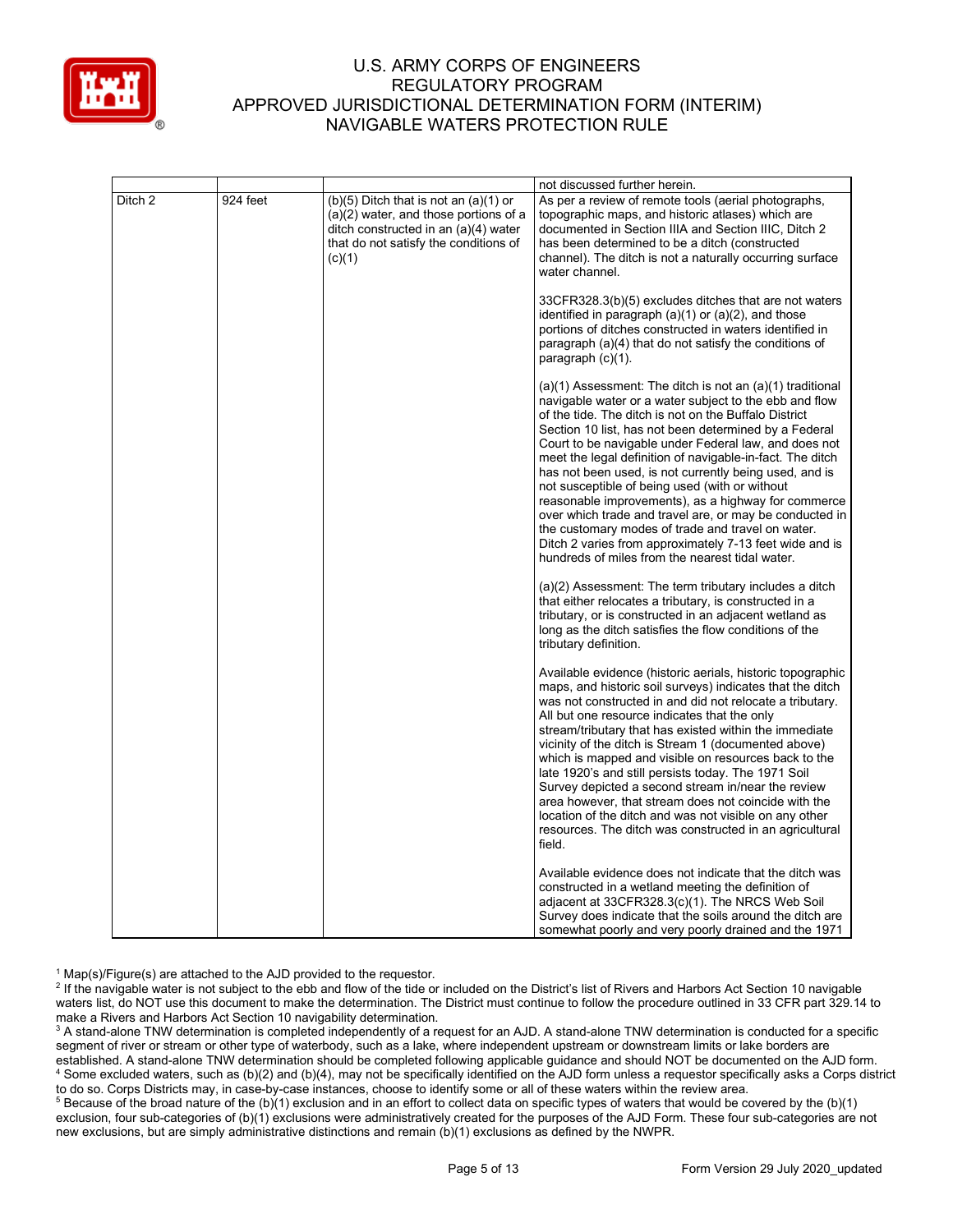| | | | |
|---|---|---|---|
| | | | not discussed further herein. |
| Ditch 2 | 924 feet | (b)(5) Ditch that is not an (a)(1) or (a)(2) water, and those portions of a ditch constructed in an (a)(4) water that do not satisfy the conditions of (c)(1) | As per a review of remote tools (aerial photographs, topographic maps, and historic atlases) which are documented in Section IIIA and Section IIIC, Ditch 2 has been determined to be a ditch (constructed channel). The ditch is not a naturally occurring surface water channel.<br><br>33CFR328.3(b)(5) excludes ditches that are not waters identified in paragraph (a)(1) or (a)(2), and those portions of ditches constructed in waters identified in paragraph (a)(4) that do not satisfy the conditions of paragraph (c)(1).<br><br>(a)(1) Assessment: The ditch is not an (a)(1) traditional navigable water or a water subject to the ebb and flow of the tide. The ditch is not on the Buffalo District Section 10 list, has not been determined by a Federal Court to be navigable under Federal law, and does not meet the legal definition of navigable-in-fact. The ditch has not been used, is not currently being used, and is not susceptible of being used (with or without reasonable improvements), as a highway for commerce over which trade and travel are, or may be conducted in the customary modes of trade and travel on water. Ditch 2 varies from approximately 7-13 feet wide and is hundreds of miles from the nearest tidal water.<br><br>(a)(2) Assessment: The term tributary includes a ditch that either relocates a tributary, is constructed in a tributary, or is constructed in an adjacent wetland as long as the ditch satisfies the flow conditions of the tributary definition.<br><br>Available evidence (historic aerials, historic topographic maps, and historic soil surveys) indicates that the ditch was not constructed in and did not relocate a tributary. All but one resource indicates that the only stream/tributary that has existed within the immediate vicinity of the ditch is Stream 1 (documented above) which is mapped and visible on resources back to the late 1920's and still persists today. The 1971 Soil Survey depicted a second stream in/near the review area however, that stream does not coincide with the location of the ditch and was not visible on any other resources. The ditch was constructed in an agricultural field.<br><br>Available evidence does not indicate that the ditch was constructed in a wetland meeting the definition of adjacent at 33CFR328.3(c)(1). The NRCS Web Soil Survey does indicate that the soils around the ditch are somewhat poorly and very poorly drained and the 1971 |

[1] Map(s)/Figure(s) are attached to the AJD provided to the requestor.

[2] If the navigable water is not subject to the ebb and flow of the tide or included on the District's list of Rivers and Harbors Act Section 10 navigable waters list, do NOT use this document to make the determination. The District must continue to follow the procedure outlined in 33 CFR part 329.14 to make a Rivers and Harbors Act Section 10 navigability determination.

[3] A stand-alone TNW determination is completed independently of a request for an AJD. A stand-alone TNW determination is conducted for a specific segment of river or stream or other type of waterbody, such as a lake, where independent upstream or downstream limits or lake borders are established. A stand-alone TNW determination should be completed following applicable guidance and should NOT be documented on the AJD form.

[4] Some excluded waters, such as (b)(2) and (b)(4), may not be specifically identified on the AJD form unless a requestor specifically asks a Corps district to do so. Corps Districts may, in case-by-case instances, choose to identify some or all of these waters within the review area.

[5] Because of the broad nature of the (b)(1) exclusion and in an effort to collect data on specific types of waters that would be covered by the (b)(1) exclusion, four sub-categories of (b)(1) exclusions were administratively created for the purposes of the AJD Form. These four sub-categories are not new exclusions, but are simply administrative distinctions and remain (b)(1) exclusions as defined by the NWPR.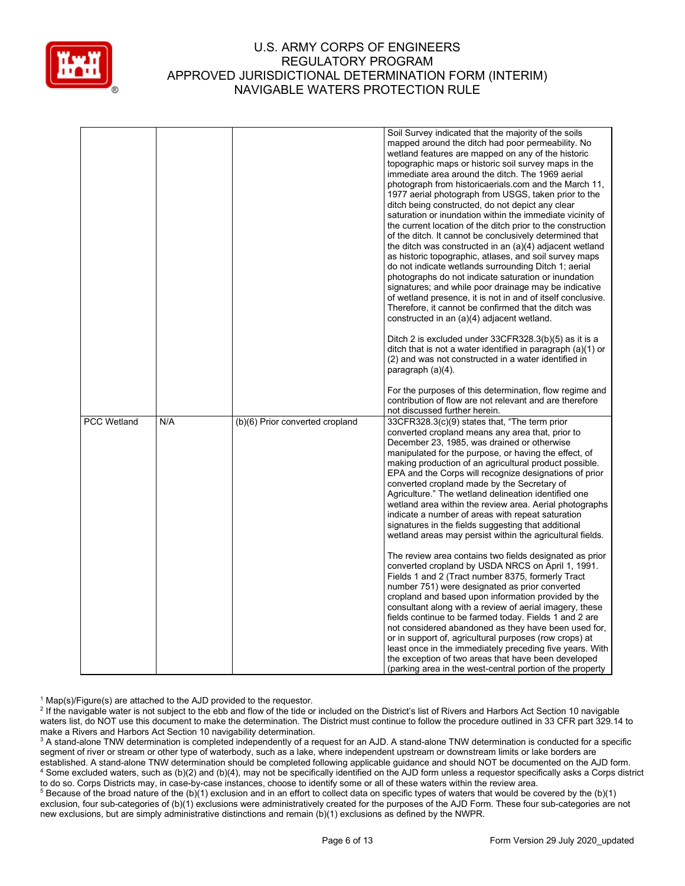| | | | |
|---|---|---|---|
| | | | Soil Survey indicated that the majority of the soils mapped around the ditch had poor permeability. No wetland features are mapped on any of the historic topographic maps or historic soil survey maps in the immediate area around the ditch. The 1969 aerial photograph from historicaerials.com and the March 11, 1977 aerial photograph from USGS, taken prior to the ditch being constructed, do not depict any clear saturation or inundation within the immediate vicinity of the current location of the ditch prior to the construction of the ditch. It cannot be conclusively determined that the ditch was constructed in an (a)(4) adjacent wetland as historic topographic, atlases, and soil survey maps do not indicate wetlands surrounding Ditch 1; aerial photographs do not indicate saturation or inundation signatures; and while poor drainage may be indicative of wetland presence, it is not in and of itself conclusive. Therefore, it cannot be confirmed that the ditch was constructed in an (a)(4) adjacent wetland.<br><br>Ditch 2 is excluded under 33CFR328.3(b)(5) as it is a ditch that is not a water identified in paragraph (a)(1) or (2) and was not constructed in a water identified in paragraph (a)(4).<br><br>For the purposes of this determination, flow regime and contribution of flow are not relevant and are therefore not discussed further herein. |
| PCC Wetland | N/A | (b)(6) Prior converted cropland | 33CFR328.3(c)(9) states that, "The term prior converted cropland means any area that, prior to December 23, 1985, was drained or otherwise manipulated for the purpose, or having the effect, of making production of an agricultural product possible. EPA and the Corps will recognize designations of prior converted cropland made by the Secretary of Agriculture." The wetland delineation identified one wetland area within the review area. Aerial photographs indicate a number of areas with repeat saturation signatures in the fields suggesting that additional wetland areas may persist within the agricultural fields.<br><br>The review area contains two fields designated as prior converted cropland by USDA NRCS on April 1, 1991. Fields 1 and 2 (Tract number 8375, formerly Tract number 751) were designated as prior converted cropland and based upon information provided by the consultant along with a review of aerial imagery, these fields continue to be farmed today. Fields 1 and 2 are not considered abandoned as they have been used for, or in support of, agricultural purposes (row crops) at least once in the immediately preceding five years. With the exception of two areas that have been developed (parking area in the west-central portion of the property |

[1] Map(s)/Figure(s) are attached to the AJD provided to the requestor.
[2] If the navigable water is not subject to the ebb and flow of the tide or included on the District's list of Rivers and Harbors Act Section 10 navigable waters list, do NOT use this document to make the determination. The District must continue to follow the procedure outlined in 33 CFR part 329.14 to make a Rivers and Harbors Act Section 10 navigability determination.
[3] A stand-alone TNW determination is completed independently of a request for an AJD. A stand-alone TNW determination is conducted for a specific segment of river or stream or other type of waterbody, such as a lake, where independent upstream or downstream limits or lake borders are established. A stand-alone TNW determination should be completed following applicable guidance and should NOT be documented on the AJD form.
[4] Some excluded waters, such as (b)(2) and (b)(4), may not be specifically identified on the AJD form unless a requestor specifically asks a Corps district to do so. Corps Districts may, in case-by-case instances, choose to identify some or all of these waters within the review area.
[5] Because of the broad nature of the (b)(1) exclusion and in an effort to collect data on specific types of waters that would be covered by the (b)(1) exclusion, four sub-categories of (b)(1) exclusions were administratively created for the purposes of the AJD Form. These four sub-categories are not new exclusions, but are simply administrative distinctions and remain (b)(1) exclusions as defined by the NWPR.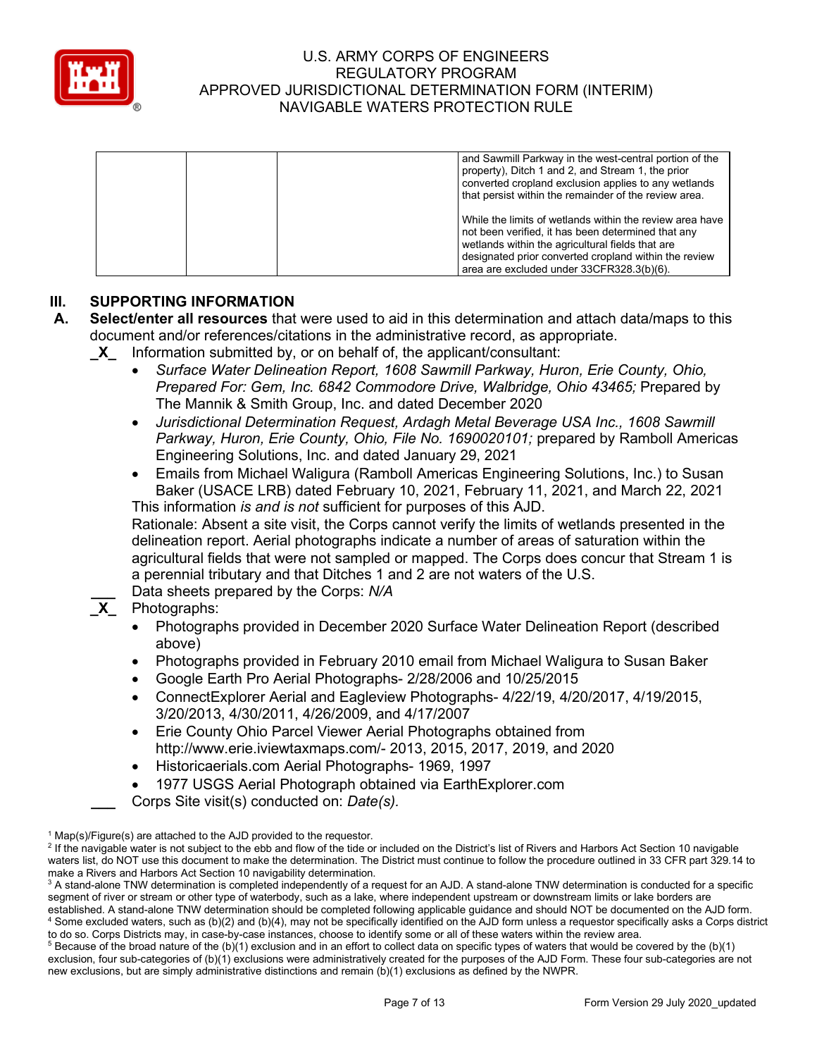| | | | and Sawmill Parkway in the west-central portion of the property), Ditch 1 and 2, and Stream 1, the prior converted cropland exclusion applies to any wetlands that persist within the remainder of the review area.<br><br>While the limits of wetlands within the review area have not been verified, it has been determined that any wetlands within the agricultural fields that are designated prior converted cropland within the review area are excluded under 33CFR328.3(b)(6). |
|---|---|---|---|

## III. SUPPORTING INFORMATION

**A. Select/enter all resources** that were used to aid in this determination and attach data/maps to this document and/or references/citations in the administrative record, as appropriate.

_X_ Information submitted by, or on behalf of, the applicant/consultant:

- *Surface Water Delineation Report, 1608 Sawmill Parkway, Huron, Erie County, Ohio, Prepared For: Gem, Inc. 6842 Commodore Drive, Walbridge, Ohio 43465;* Prepared by The Mannik & Smith Group, Inc. and dated December 2020
- *Jurisdictional Determination Request, Ardagh Metal Beverage USA Inc., 1608 Sawmill Parkway, Huron, Erie County, Ohio, File No. 1690020101;* prepared by Ramboll Americas Engineering Solutions, Inc. and dated January 29, 2021
- Emails from Michael Waligura (Ramboll Americas Engineering Solutions, Inc.) to Susan Baker (USACE LRB) dated February 10, 2021, February 11, 2021, and March 22, 2021

This information *is and is not* sufficient for purposes of this AJD.
Rationale: Absent a site visit, the Corps cannot verify the limits of wetlands presented in the delineation report. Aerial photographs indicate a number of areas of saturation within the agricultural fields that were not sampled or mapped. The Corps does concur that Stream 1 is a perennial tributary and that Ditches 1 and 2 are not waters of the U.S.

___ Data sheets prepared by the Corps: *N/A*

_X_ Photographs:

- Photographs provided in December 2020 Surface Water Delineation Report (described above)
- Photographs provided in February 2010 email from Michael Waligura to Susan Baker
- Google Earth Pro Aerial Photographs- 2/28/2006 and 10/25/2015
- ConnectExplorer Aerial and Eagleview Photographs- 4/22/19, 4/20/2017, 4/19/2015, 3/20/2013, 4/30/2011, 4/26/2009, and 4/17/2007
- Erie County Ohio Parcel Viewer Aerial Photographs obtained from http://www.erie.iviewtaxmaps.com/- 2013, 2015, 2017, 2019, and 2020
- Historicaerials.com Aerial Photographs- 1969, 1997
- 1977 USGS Aerial Photograph obtained via EarthExplorer.com

___ Corps Site visit(s) conducted on: *Date(s).*

[1] Map(s)/Figure(s) are attached to the AJD provided to the requestor.
[2] If the navigable water is not subject to the ebb and flow of the tide or included on the District's list of Rivers and Harbors Act Section 10 navigable waters list, do NOT use this document to make the determination. The District must continue to follow the procedure outlined in 33 CFR part 329.14 to make a Rivers and Harbors Act Section 10 navigability determination.
[3] A stand-alone TNW determination is completed independently of a request for an AJD. A stand-alone TNW determination is conducted for a specific segment of river or stream or other type of waterbody, such as a lake, where independent upstream or downstream limits or lake borders are established. A stand-alone TNW determination should be completed following applicable guidance and should NOT be documented on the AJD form.
[4] Some excluded waters, such as (b)(2) and (b)(4), may not be specifically identified on the AJD form unless a requestor specifically asks a Corps district to do so. Corps Districts may, in case-by-case instances, choose to identify some or all of these waters within the review area.
[5] Because of the broad nature of the (b)(1) exclusion and in an effort to collect data on specific types of waters that would be covered by the (b)(1) exclusion, four sub-categories of (b)(1) exclusions were administratively created for the purposes of the AJD Form. These four sub-categories are not new exclusions, but are simply administrative distinctions and remain (b)(1) exclusions as defined by the NWPR.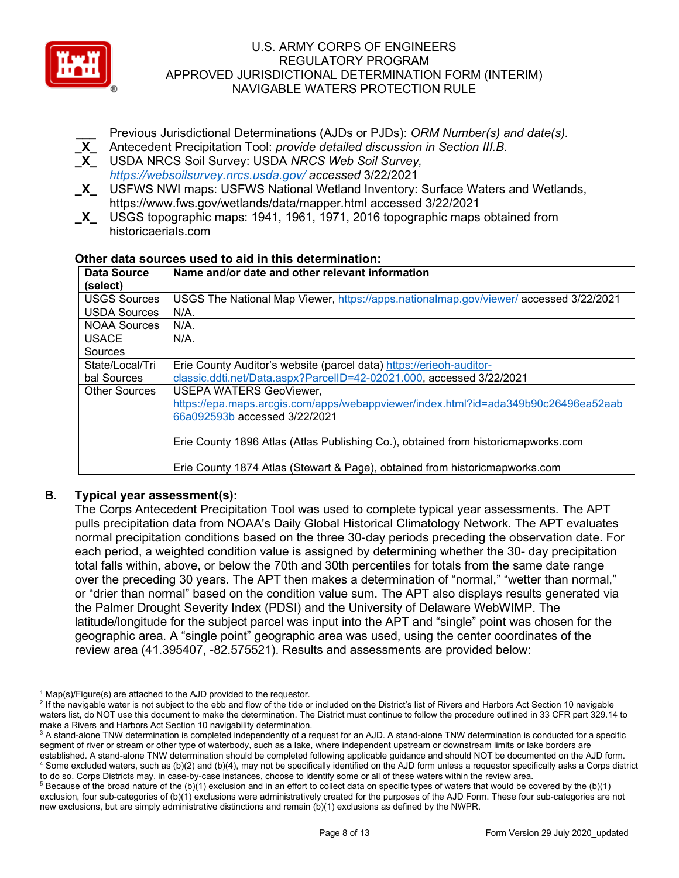___ Previous Jurisdictional Determinations (AJDs or PJDs): *ORM Number(s) and date(s).*
_X_ Antecedent Precipitation Tool: *provide detailed discussion in Section III.B.*
_X_ USDA NRCS Soil Survey: USDA *NRCS Web Soil Survey, https://websoilsurvey.nrcs.usda.gov/ accessed* 3/22/2021
_X_ USFWS NWI maps: USFWS National Wetland Inventory: Surface Waters and Wetlands, https://www.fws.gov/wetlands/data/mapper.html accessed 3/22/2021
_X_ USGS topographic maps: 1941, 1961, 1971, 2016 topographic maps obtained from historicaerials.com

**Other data sources used to aid in this determination:**

| Data Source (select) | Name and/or date and other relevant information |
|---|---|
| USGS Sources | USGS The National Map Viewer, https://apps.nationalmap.gov/viewer/ accessed 3/22/2021 |
| USDA Sources | N/A. |
| NOAA Sources | N/A. |
| USACE Sources | N/A. |
| State/Local/Tribal Sources | Erie County Auditor's website (parcel data) https://erieoh-auditor-classic.ddti.net/Data.aspx?ParcelID=42-02021.000, accessed 3/22/2021 |
| Other Sources | USEPA WATERS GeoViewer, https://epa.maps.arcgis.com/apps/webappviewer/index.html?id=ada349b90c26496ea52aab66a092593b accessed 3/22/2021<br><br>Erie County 1896 Atlas (Atlas Publishing Co.), obtained from historicmapworks.com<br><br>Erie County 1874 Atlas (Stewart & Page), obtained from historicmapworks.com |

**B. Typical year assessment(s):**

The Corps Antecedent Precipitation Tool was used to complete typical year assessments. The APT pulls precipitation data from NOAA's Daily Global Historical Climatology Network. The APT evaluates normal precipitation conditions based on the three 30-day periods preceding the observation date. For each period, a weighted condition value is assigned by determining whether the 30- day precipitation total falls within, above, or below the 70th and 30th percentiles for totals from the same date range over the preceding 30 years. The APT then makes a determination of "normal," "wetter than normal," or "drier than normal" based on the condition value sum. The APT also displays results generated via the Palmer Drought Severity Index (PDSI) and the University of Delaware WebWIMP. The latitude/longitude for the subject parcel was input into the APT and "single" point was chosen for the geographic area. A "single point" geographic area was used, using the center coordinates of the review area (41.395407, -82.575521). Results and assessments are provided below:

[1] Map(s)/Figure(s) are attached to the AJD provided to the requestor.
[2] If the navigable water is not subject to the ebb and flow of the tide or included on the District's list of Rivers and Harbors Act Section 10 navigable waters list, do NOT use this document to make the determination. The District must continue to follow the procedure outlined in 33 CFR part 329.14 to make a Rivers and Harbors Act Section 10 navigability determination.
[3] A stand-alone TNW determination is completed independently of a request for an AJD. A stand-alone TNW determination is conducted for a specific segment of river or stream or other type of waterbody, such as a lake, where independent upstream or downstream limits or lake borders are established. A stand-alone TNW determination should be completed following applicable guidance and should NOT be documented on the AJD form.
[4] Some excluded waters, such as (b)(2) and (b)(4), may not be specifically identified on the AJD form unless a requestor specifically asks a Corps district to do so. Corps Districts may, in case-by-case instances, choose to identify some or all of these waters within the review area.
[5] Because of the broad nature of the (b)(1) exclusion and in an effort to collect data on specific types of waters that would be covered by the (b)(1) exclusion, four sub-categories of (b)(1) exclusions were administratively created for the purposes of the AJD Form. These four sub-categories are not new exclusions, but are simply administrative distinctions and remain (b)(1) exclusions as defined by the NWPR.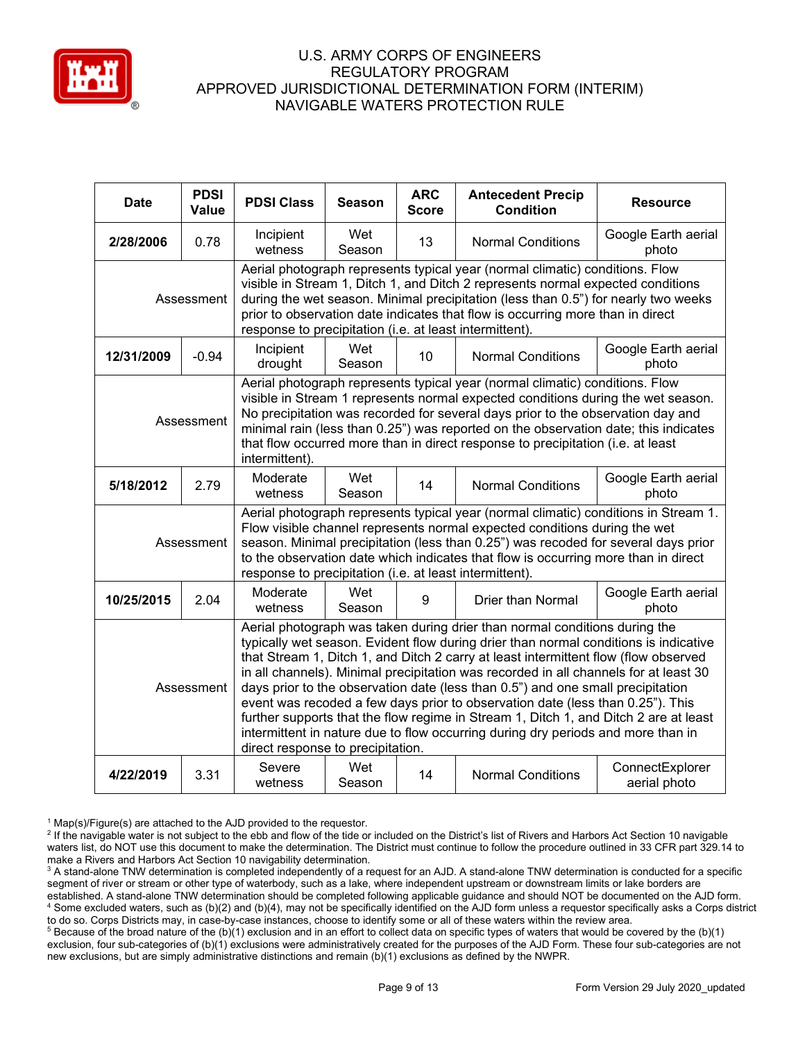| Date | PDSI Value | PDSI Class | Season | ARC Score | Antecedent Precip Condition | Resource |
|---|---|---|---|---|---|---|
| **2/28/2006** | 0.78 | Incipient wetness | Wet Season | 13 | Normal Conditions | Google Earth aerial photo |
| Assessment | | Aerial photograph represents typical year (normal climatic) conditions. Flow visible in Stream 1, Ditch 1, and Ditch 2 represents normal expected conditions during the wet season. Minimal precipitation (less than 0.5") for nearly two weeks prior to observation date indicates that flow is occurring more than in direct response to precipitation (i.e. at least intermittent). | | | | |
| **12/31/2009** | -0.94 | Incipient drought | Wet Season | 10 | Normal Conditions | Google Earth aerial photo |
| Assessment | | Aerial photograph represents typical year (normal climatic) conditions. Flow visible in Stream 1 represents normal expected conditions during the wet season. No precipitation was recorded for several days prior to the observation day and minimal rain (less than 0.25") was reported on the observation date; this indicates that flow occurred more than in direct response to precipitation (i.e. at least intermittent). | | | | |
| **5/18/2012** | 2.79 | Moderate wetness | Wet Season | 14 | Normal Conditions | Google Earth aerial photo |
| Assessment | | Aerial photograph represents typical year (normal climatic) conditions in Stream 1. Flow visible channel represents normal expected conditions during the wet season. Minimal precipitation (less than 0.25") was recoded for several days prior to the observation date which indicates that flow is occurring more than in direct response to precipitation (i.e. at least intermittent). | | | | |
| **10/25/2015** | 2.04 | Moderate wetness | Wet Season | 9 | Drier than Normal | Google Earth aerial photo |
| Assessment | | Aerial photograph was taken during drier than normal conditions during the typically wet season. Evident flow during drier than normal conditions is indicative that Stream 1, Ditch 1, and Ditch 2 carry at least intermittent flow (flow observed in all channels). Minimal precipitation was recorded in all channels for at least 30 days prior to the observation date (less than 0.5") and one small precipitation event was recoded a few days prior to observation date (less than 0.25"). This further supports that the flow regime in Stream 1, Ditch 1, and Ditch 2 are at least intermittent in nature due to flow occurring during dry periods and more than in direct response to precipitation. | | | | |
| **4/22/2019** | 3.31 | Severe wetness | Wet Season | 14 | Normal Conditions | ConnectExplorer aerial photo |

[1] Map(s)/Figure(s) are attached to the AJD provided to the requestor.
[2] If the navigable water is not subject to the ebb and flow of the tide or included on the District's list of Rivers and Harbors Act Section 10 navigable waters list, do NOT use this document to make the determination. The District must continue to follow the procedure outlined in 33 CFR part 329.14 to make a Rivers and Harbors Act Section 10 navigability determination.
[3] A stand-alone TNW determination is completed independently of a request for an AJD. A stand-alone TNW determination is conducted for a specific segment of river or stream or other type of waterbody, such as a lake, where independent upstream or downstream limits or lake borders are established. A stand-alone TNW determination should be completed following applicable guidance and should NOT be documented on the AJD form.
[4] Some excluded waters, such as (b)(2) and (b)(4), may not be specifically identified on the AJD form unless a requestor specifically asks a Corps district to do so. Corps Districts may, in case-by-case instances, choose to identify some or all of these waters within the review area.
[5] Because of the broad nature of the (b)(1) exclusion and in an effort to collect data on specific types of waters that would be covered by the (b)(1) exclusion, four sub-categories of (b)(1) exclusions were administratively created for the purposes of the AJD Form. These four sub-categories are not new exclusions, but are simply administrative distinctions and remain (b)(1) exclusions as defined by the NWPR.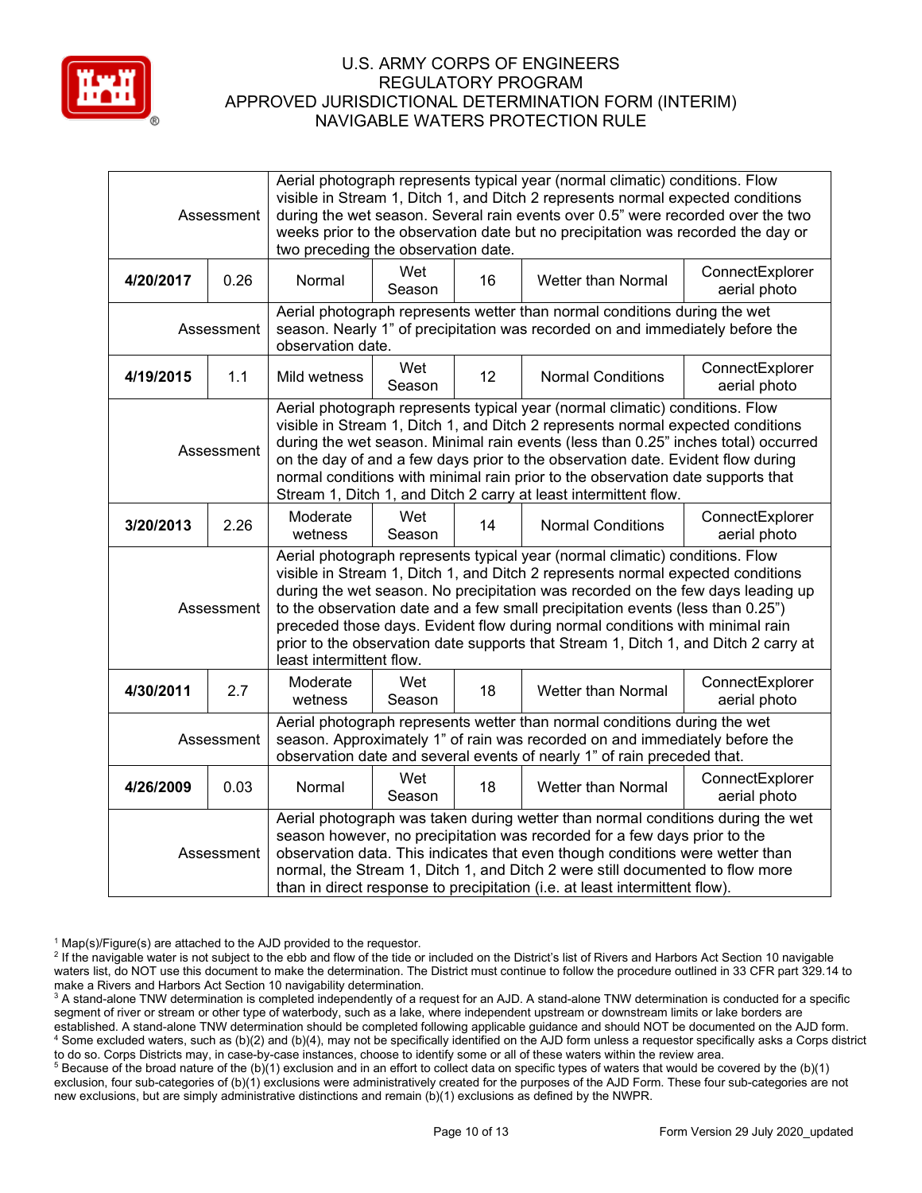| | | | | | | |
|---|---|---|---|---|---|---|
| Assessment | Aerial photograph represents typical year (normal climatic) conditions. Flow visible in Stream 1, Ditch 1, and Ditch 2 represents normal expected conditions during the wet season. Several rain events over 0.5" were recorded over the two weeks prior to the observation date but no precipitation was recorded the day or two preceding the observation date. | | | | | |
| **4/20/2017** | 0.26 | Normal | Wet Season | 16 | Wetter than Normal | ConnectExplorer aerial photo |
| Assessment | Aerial photograph represents wetter than normal conditions during the wet season. Nearly 1" of precipitation was recorded on and immediately before the observation date. | | | | | |
| **4/19/2015** | 1.1 | Mild wetness | Wet Season | 12 | Normal Conditions | ConnectExplorer aerial photo |
| Assessment | Aerial photograph represents typical year (normal climatic) conditions. Flow visible in Stream 1, Ditch 1, and Ditch 2 represents normal expected conditions during the wet season. Minimal rain events (less than 0.25" inches total) occurred on the day of and a few days prior to the observation date. Evident flow during normal conditions with minimal rain prior to the observation date supports that Stream 1, Ditch 1, and Ditch 2 carry at least intermittent flow. | | | | | |
| **3/20/2013** | 2.26 | Moderate wetness | Wet Season | 14 | Normal Conditions | ConnectExplorer aerial photo |
| Assessment | Aerial photograph represents typical year (normal climatic) conditions. Flow visible in Stream 1, Ditch 1, and Ditch 2 represents normal expected conditions during the wet season. No precipitation was recorded on the few days leading up to the observation date and a few small precipitation events (less than 0.25") preceded those days. Evident flow during normal conditions with minimal rain prior to the observation date supports that Stream 1, Ditch 1, and Ditch 2 carry at least intermittent flow. | | | | | |
| **4/30/2011** | 2.7 | Moderate wetness | Wet Season | 18 | Wetter than Normal | ConnectExplorer aerial photo |
| Assessment | Aerial photograph represents wetter than normal conditions during the wet season. Approximately 1" of rain was recorded on and immediately before the observation date and several events of nearly 1" of rain preceded that. | | | | | |
| **4/26/2009** | 0.03 | Normal | Wet Season | 18 | Wetter than Normal | ConnectExplorer aerial photo |
| Assessment | Aerial photograph was taken during wetter than normal conditions during the wet season however, no precipitation was recorded for a few days prior to the observation data. This indicates that even though conditions were wetter than normal, the Stream 1, Ditch 1, and Ditch 2 were still documented to flow more than in direct response to precipitation (i.e. at least intermittent flow). | | | | | |

[1] Map(s)/Figure(s) are attached to the AJD provided to the requestor.
[2] If the navigable water is not subject to the ebb and flow of the tide or included on the District's list of Rivers and Harbors Act Section 10 navigable waters list, do NOT use this document to make the determination. The District must continue to follow the procedure outlined in 33 CFR part 329.14 to make a Rivers and Harbors Act Section 10 navigability determination.
[3] A stand-alone TNW determination is completed independently of a request for an AJD. A stand-alone TNW determination is conducted for a specific segment of river or stream or other type of waterbody, such as a lake, where independent upstream or downstream limits or lake borders are established. A stand-alone TNW determination should be completed following applicable guidance and should NOT be documented on the AJD form.
[4] Some excluded waters, such as (b)(2) and (b)(4), may not be specifically identified on the AJD form unless a requestor specifically asks a Corps district to do so. Corps Districts may, in case-by-case instances, choose to identify some or all of these waters within the review area.
[5] Because of the broad nature of the (b)(1) exclusion and in an effort to collect data on specific types of waters that would be covered by the (b)(1) exclusion, four sub-categories of (b)(1) exclusions were administratively created for the purposes of the AJD Form. These four sub-categories are not new exclusions, but are simply administrative distinctions and remain (b)(1) exclusions as defined by the NWPR.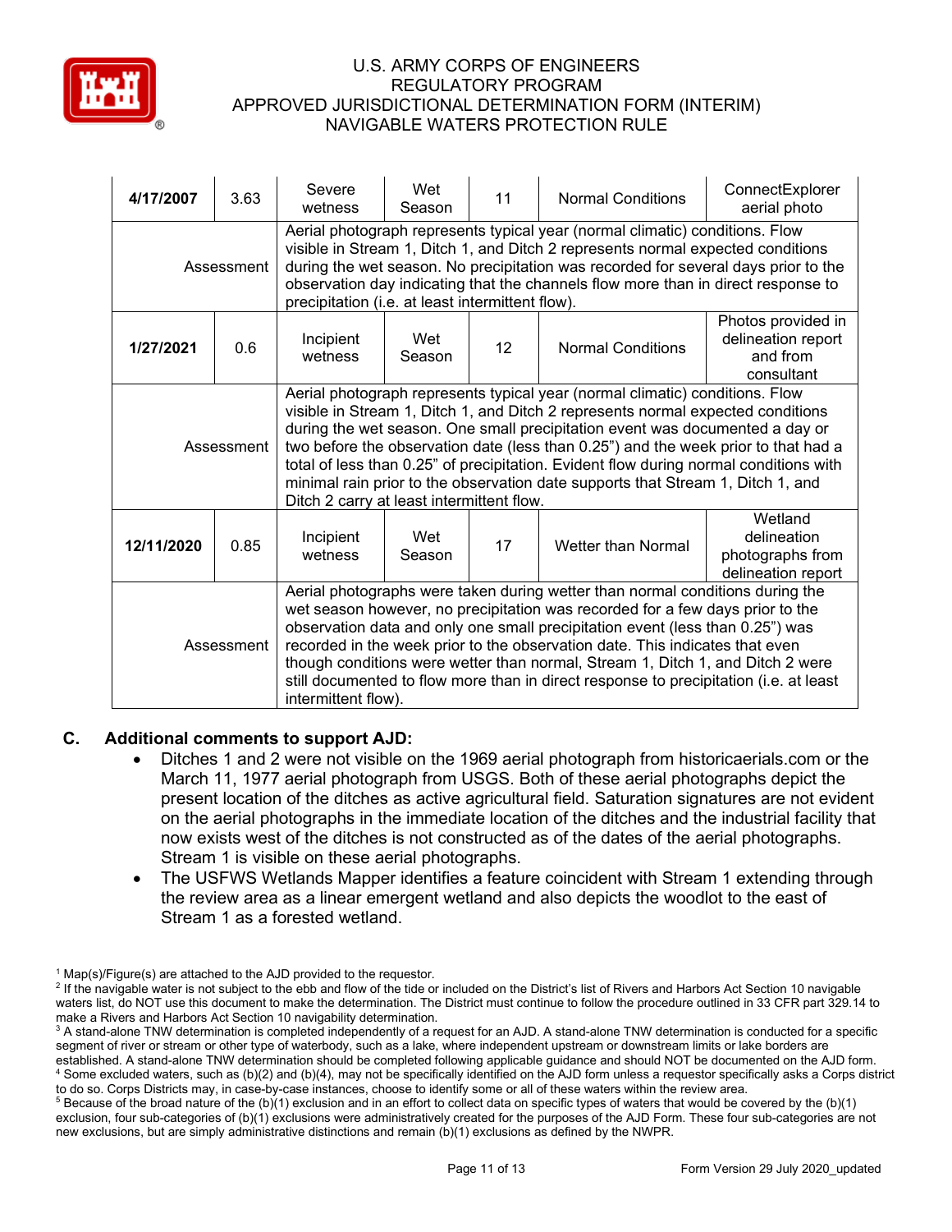| | | | | | | |
|---|---|---|---|---|---|---|
| **4/17/2007** | 3.63 | Severe wetness | Wet Season | 11 | Normal Conditions | ConnectExplorer aerial photo |
| Assessment | Aerial photograph represents typical year (normal climatic) conditions. Flow visible in Stream 1, Ditch 1, and Ditch 2 represents normal expected conditions during the wet season. No precipitation was recorded for several days prior to the observation day indicating that the channels flow more than in direct response to precipitation (i.e. at least intermittent flow). | | | | | |
| **1/27/2021** | 0.6 | Incipient wetness | Wet Season | 12 | Normal Conditions | Photos provided in delineation report and from consultant |
| Assessment | Aerial photograph represents typical year (normal climatic) conditions. Flow visible in Stream 1, Ditch 1, and Ditch 2 represents normal expected conditions during the wet season. One small precipitation event was documented a day or two before the observation date (less than 0.25") and the week prior to that had a total of less than 0.25" of precipitation. Evident flow during normal conditions with minimal rain prior to the observation date supports that Stream 1, Ditch 1, and Ditch 2 carry at least intermittent flow. | | | | | |
| **12/11/2020** | 0.85 | Incipient wetness | Wet Season | 17 | Wetter than Normal | Wetland delineation photographs from delineation report |
| Assessment | Aerial photographs were taken during wetter than normal conditions during the wet season however, no precipitation was recorded for a few days prior to the observation data and only one small precipitation event (less than 0.25") was recorded in the week prior to the observation date. This indicates that even though conditions were wetter than normal, Stream 1, Ditch 1, and Ditch 2 were still documented to flow more than in direct response to precipitation (i.e. at least intermittent flow). | | | | | |

## C. Additional comments to support AJD:

- Ditches 1 and 2 were not visible on the 1969 aerial photograph from historicaerials.com or the March 11, 1977 aerial photograph from USGS. Both of these aerial photographs depict the present location of the ditches as active agricultural field. Saturation signatures are not evident on the aerial photographs in the immediate location of the ditches and the industrial facility that now exists west of the ditches is not constructed as of the dates of the aerial photographs. Stream 1 is visible on these aerial photographs.
- The USFWS Wetlands Mapper identifies a feature coincident with Stream 1 extending through the review area as a linear emergent wetland and also depicts the woodlot to the east of Stream 1 as a forested wetland.

[1] Map(s)/Figure(s) are attached to the AJD provided to the requestor.
[2] If the navigable water is not subject to the ebb and flow of the tide or included on the District's list of Rivers and Harbors Act Section 10 navigable waters list, do NOT use this document to make the determination. The District must continue to follow the procedure outlined in 33 CFR part 329.14 to make a Rivers and Harbors Act Section 10 navigability determination.
[3] A stand-alone TNW determination is completed independently of a request for an AJD. A stand-alone TNW determination is conducted for a specific segment of river or stream or other type of waterbody, such as a lake, where independent upstream or downstream limits or lake borders are established. A stand-alone TNW determination should be completed following applicable guidance and should NOT be documented on the AJD form.
[4] Some excluded waters, such as (b)(2) and (b)(4), may not be specifically identified on the AJD form unless a requestor specifically asks a Corps district to do so. Corps Districts may, in case-by-case instances, choose to identify some or all of these waters within the review area.
[5] Because of the broad nature of the (b)(1) exclusion and in an effort to collect data on specific types of waters that would be covered by the (b)(1) exclusion, four sub-categories of (b)(1) exclusions were administratively created for the purposes of the AJD Form. These four sub-categories are not new exclusions, but are simply administrative distinctions and remain (b)(1) exclusions as defined by the NWPR.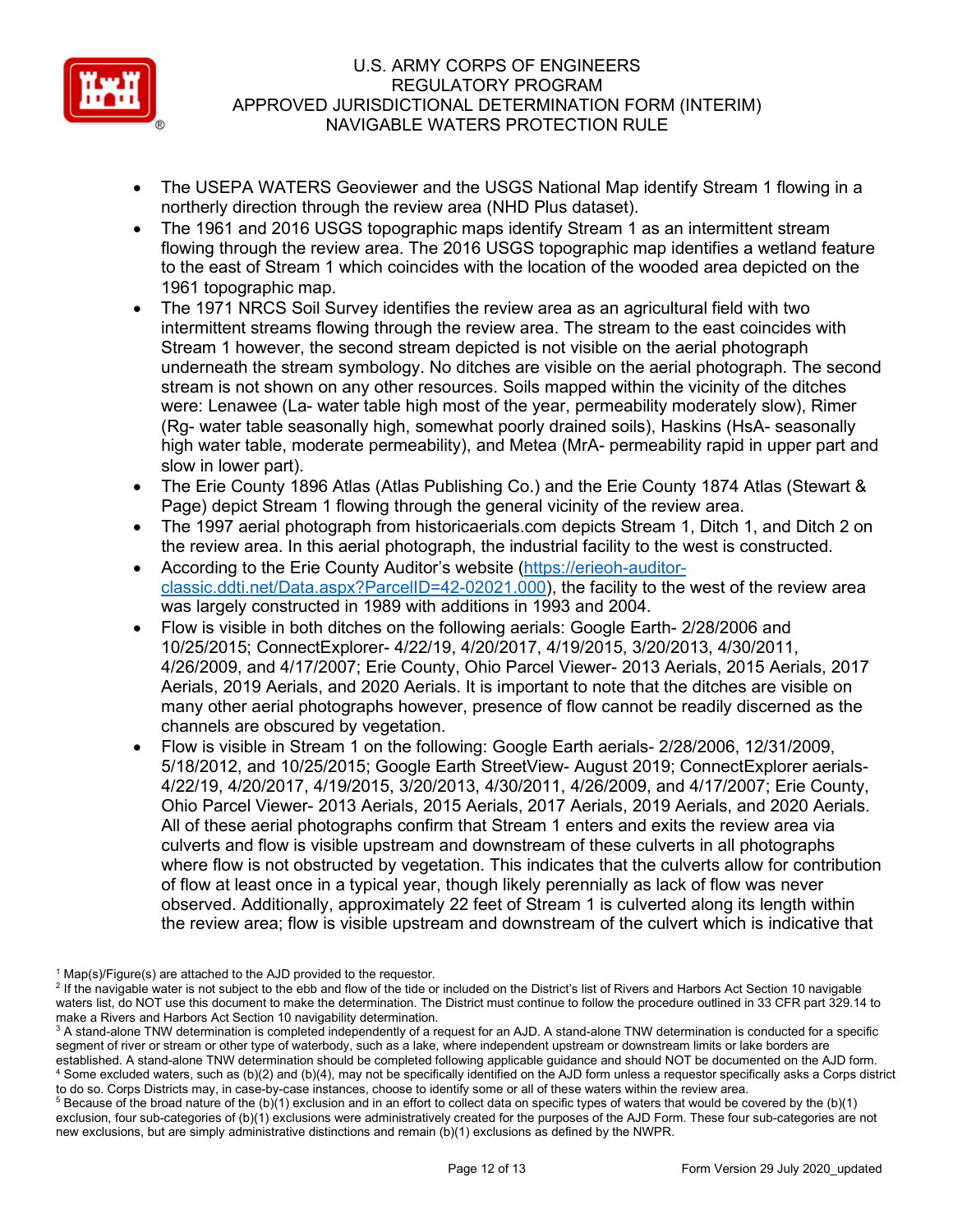- The USEPA WATERS Geoviewer and the USGS National Map identify Stream 1 flowing in a northerly direction through the review area (NHD Plus dataset).
- The 1961 and 2016 USGS topographic maps identify Stream 1 as an intermittent stream flowing through the review area. The 2016 USGS topographic map identifies a wetland feature to the east of Stream 1 which coincides with the location of the wooded area depicted on the 1961 topographic map.
- The 1971 NRCS Soil Survey identifies the review area as an agricultural field with two intermittent streams flowing through the review area. The stream to the east coincides with Stream 1 however, the second stream depicted is not visible on the aerial photograph underneath the stream symbology. No ditches are visible on the aerial photograph. The second stream is not shown on any other resources. Soils mapped within the vicinity of the ditches were: Lenawee (La- water table high most of the year, permeability moderately slow), Rimer (Rg- water table seasonally high, somewhat poorly drained soils), Haskins (HsA- seasonally high water table, moderate permeability), and Metea (MrA- permeability rapid in upper part and slow in lower part).
- The Erie County 1896 Atlas (Atlas Publishing Co.) and the Erie County 1874 Atlas (Stewart & Page) depict Stream 1 flowing through the general vicinity of the review area.
- The 1997 aerial photograph from historicaerials.com depicts Stream 1, Ditch 1, and Ditch 2 on the review area. In this aerial photograph, the industrial facility to the west is constructed.
- According to the Erie County Auditor's website (https://erieoh-auditor-classic.ddti.net/Data.aspx?ParcelID=42-02021.000), the facility to the west of the review area was largely constructed in 1989 with additions in 1993 and 2004.
- Flow is visible in both ditches on the following aerials: Google Earth- 2/28/2006 and 10/25/2015; ConnectExplorer- 4/22/19, 4/20/2017, 4/19/2015, 3/20/2013, 4/30/2011, 4/26/2009, and 4/17/2007; Erie County, Ohio Parcel Viewer- 2013 Aerials, 2015 Aerials, 2017 Aerials, 2019 Aerials, and 2020 Aerials. It is important to note that the ditches are visible on many other aerial photographs however, presence of flow cannot be readily discerned as the channels are obscured by vegetation.
- Flow is visible in Stream 1 on the following: Google Earth aerials- 2/28/2006, 12/31/2009, 5/18/2012, and 10/25/2015; Google Earth StreetView- August 2019; ConnectExplorer aerials- 4/22/19, 4/20/2017, 4/19/2015, 3/20/2013, 4/30/2011, 4/26/2009, and 4/17/2007; Erie County, Ohio Parcel Viewer- 2013 Aerials, 2015 Aerials, 2017 Aerials, 2019 Aerials, and 2020 Aerials. All of these aerial photographs confirm that Stream 1 enters and exits the review area via culverts and flow is visible upstream and downstream of these culverts in all photographs where flow is not obstructed by vegetation. This indicates that the culverts allow for contribution of flow at least once in a typical year, though likely perennially as lack of flow was never observed. Additionally, approximately 22 feet of Stream 1 is culverted along its length within the review area; flow is visible upstream and downstream of the culvert which is indicative that

[1] Map(s)/Figure(s) are attached to the AJD provided to the requestor.
[2] If the navigable water is not subject to the ebb and flow of the tide or included on the District's list of Rivers and Harbors Act Section 10 navigable waters list, do NOT use this document to make the determination. The District must continue to follow the procedure outlined in 33 CFR part 329.14 to make a Rivers and Harbors Act Section 10 navigability determination.
[3] A stand-alone TNW determination is completed independently of a request for an AJD. A stand-alone TNW determination is conducted for a specific segment of river or stream or other type of waterbody, such as a lake, where independent upstream or downstream limits or lake borders are established. A stand-alone TNW determination should be completed following applicable guidance and should NOT be documented on the AJD form.
[4] Some excluded waters, such as (b)(2) and (b)(4), may not be specifically identified on the AJD form unless a requestor specifically asks a Corps district to do so. Corps Districts may, in case-by-case instances, choose to identify some or all of these waters within the review area.
[5] Because of the broad nature of the (b)(1) exclusion and in an effort to collect data on specific types of waters that would be covered by the (b)(1) exclusion, four sub-categories of (b)(1) exclusions were administratively created for the purposes of the AJD Form. These four sub-categories are not new exclusions, but are simply administrative distinctions and remain (b)(1) exclusions as defined by the NWPR.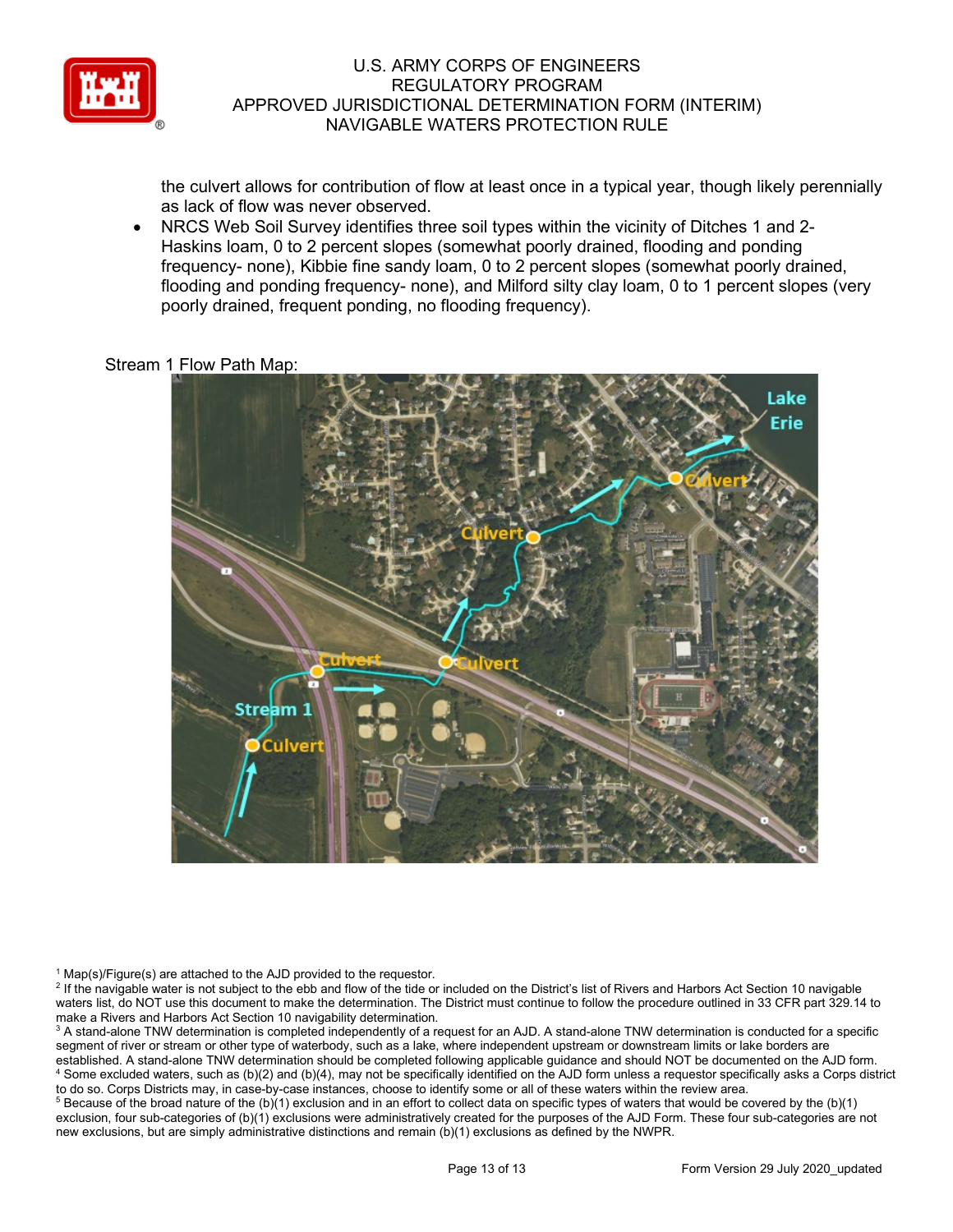the culvert allows for contribution of flow at least once in a typical year, though likely perennially as lack of flow was never observed.

- NRCS Web Soil Survey identifies three soil types within the vicinity of Ditches 1 and 2- Haskins loam, 0 to 2 percent slopes (somewhat poorly drained, flooding and ponding frequency- none), Kibbie fine sandy loam, 0 to 2 percent slopes (somewhat poorly drained, flooding and ponding frequency- none), and Milford silty clay loam, 0 to 1 percent slopes (very poorly drained, frequent ponding, no flooding frequency).

Stream 1 Flow Path Map:

Lake Erie

Culvert

Culvert

Culvert

Culvert

Stream 1

Culvert

[1] Map(s)/Figure(s) are attached to the AJD provided to the requestor.

[2] If the navigable water is not subject to the ebb and flow of the tide or included on the District's list of Rivers and Harbors Act Section 10 navigable waters list, do NOT use this document to make the determination. The District must continue to follow the procedure outlined in 33 CFR part 329.14 to make a Rivers and Harbors Act Section 10 navigability determination.

[3] A stand-alone TNW determination is completed independently of a request for an AJD. A stand-alone TNW determination is conducted for a specific segment of river or stream or other type of waterbody, such as a lake, where independent upstream or downstream limits or lake borders are established. A stand-alone TNW determination should be completed following applicable guidance and should NOT be documented on the AJD form.

[4] Some excluded waters, such as (b)(2) and (b)(4), may not be specifically identified on the AJD form unless a requestor specifically asks a Corps district to do so. Corps Districts may, in case-by-case instances, choose to identify some or all of these waters within the review area.

[5] Because of the broad nature of the (b)(1) exclusion and in an effort to collect data on specific types of waters that would be covered by the (b)(1) exclusion, four sub-categories of (b)(1) exclusions were administratively created for the purposes of the AJD Form. These four sub-categories are not new exclusions, but are simply administrative distinctions and remain (b)(1) exclusions as defined by the NWPR.